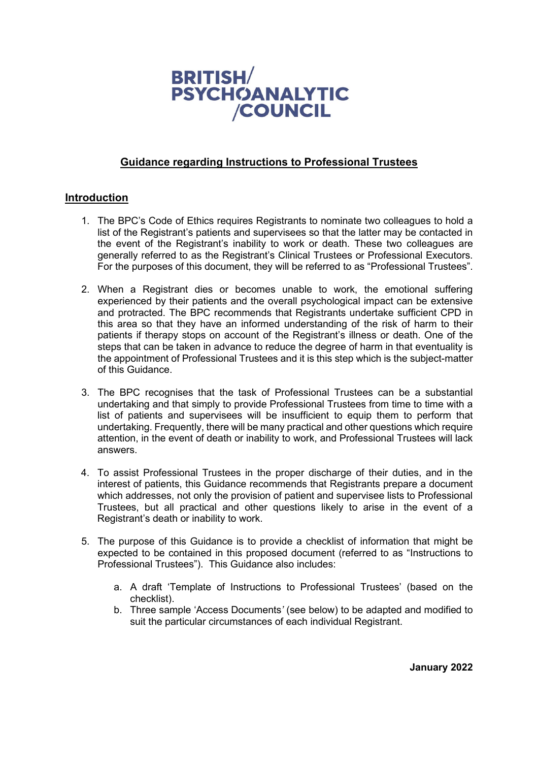BRITISH/
PSYCHOANALYTIC
/COUNCIL

# Guidance regarding Instructions to Professional Trustees

## Introduction

1. The BPC's Code of Ethics requires Registrants to nominate two colleagues to hold a list of the Registrant's patients and supervisees so that the latter may be contacted in the event of the Registrant's inability to work or death. These two colleagues are generally referred to as the Registrant's Clinical Trustees or Professional Executors. For the purposes of this document, they will be referred to as "Professional Trustees".

2. When a Registrant dies or becomes unable to work, the emotional suffering experienced by their patients and the overall psychological impact can be extensive and protracted. The BPC recommends that Registrants undertake sufficient CPD in this area so that they have an informed understanding of the risk of harm to their patients if therapy stops on account of the Registrant's illness or death. One of the steps that can be taken in advance to reduce the degree of harm in that eventuality is the appointment of Professional Trustees and it is this step which is the subject-matter of this Guidance.

3. The BPC recognises that the task of Professional Trustees can be a substantial undertaking and that simply to provide Professional Trustees from time to time with a list of patients and supervisees will be insufficient to equip them to perform that undertaking. Frequently, there will be many practical and other questions which require attention, in the event of death or inability to work, and Professional Trustees will lack answers.

4. To assist Professional Trustees in the proper discharge of their duties, and in the interest of patients, this Guidance recommends that Registrants prepare a document which addresses, not only the provision of patient and supervisee lists to Professional Trustees, but all practical and other questions likely to arise in the event of a Registrant's death or inability to work.

5. The purpose of this Guidance is to provide a checklist of information that might be expected to be contained in this proposed document (referred to as "Instructions to Professional Trustees"). This Guidance also includes:

   a. A draft 'Template of Instructions to Professional Trustees' (based on the checklist).
   b. Three sample 'Access Documents' (see below) to be adapted and modified to suit the particular circumstances of each individual Registrant.

**January 2022**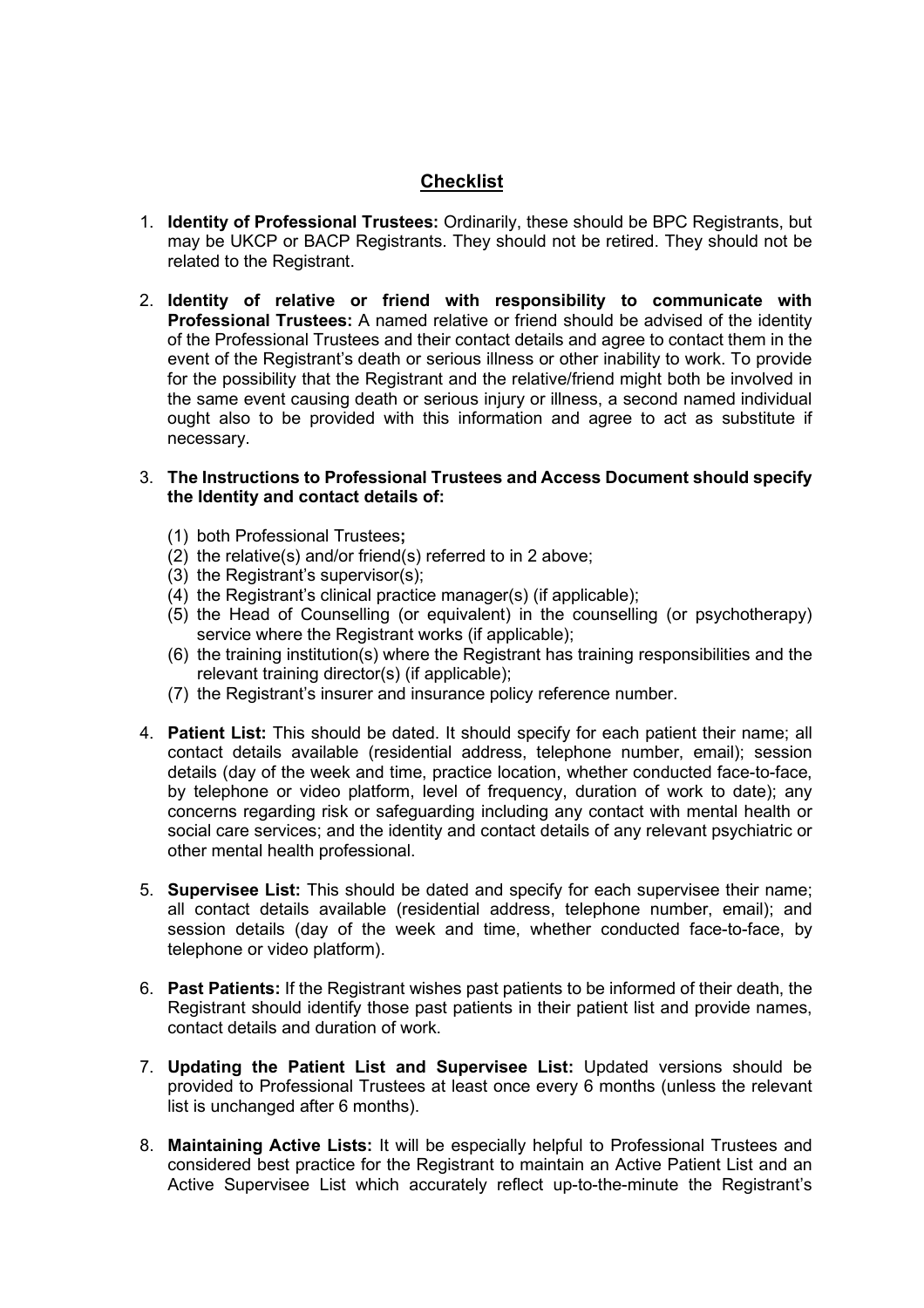## Checklist

1. **Identity of Professional Trustees:** Ordinarily, these should be BPC Registrants, but may be UKCP or BACP Registrants. They should not be retired. They should not be related to the Registrant.

2. **Identity of relative or friend with responsibility to communicate with Professional Trustees:** A named relative or friend should be advised of the identity of the Professional Trustees and their contact details and agree to contact them in the event of the Registrant's death or serious illness or other inability to work. To provide for the possibility that the Registrant and the relative/friend might both be involved in the same event causing death or serious injury or illness, a second named individual ought also to be provided with this information and agree to act as substitute if necessary.

3. **The Instructions to Professional Trustees and Access Document should specify the Identity and contact details of:**

   (1) both Professional Trustees**;**
   (2) the relative(s) and/or friend(s) referred to in 2 above;
   (3) the Registrant's supervisor(s);
   (4) the Registrant's clinical practice manager(s) (if applicable);
   (5) the Head of Counselling (or equivalent) in the counselling (or psychotherapy) service where the Registrant works (if applicable);
   (6) the training institution(s) where the Registrant has training responsibilities and the relevant training director(s) (if applicable);
   (7) the Registrant's insurer and insurance policy reference number.

4. **Patient List:** This should be dated. It should specify for each patient their name; all contact details available (residential address, telephone number, email); session details (day of the week and time, practice location, whether conducted face-to-face, by telephone or video platform, level of frequency, duration of work to date); any concerns regarding risk or safeguarding including any contact with mental health or social care services; and the identity and contact details of any relevant psychiatric or other mental health professional.

5. **Supervisee List:** This should be dated and specify for each supervisee their name; all contact details available (residential address, telephone number, email); and session details (day of the week and time, whether conducted face-to-face, by telephone or video platform).

6. **Past Patients:** If the Registrant wishes past patients to be informed of their death, the Registrant should identify those past patients in their patient list and provide names, contact details and duration of work.

7. **Updating the Patient List and Supervisee List:** Updated versions should be provided to Professional Trustees at least once every 6 months (unless the relevant list is unchanged after 6 months).

8. **Maintaining Active Lists:** It will be especially helpful to Professional Trustees and considered best practice for the Registrant to maintain an Active Patient List and an Active Supervisee List which accurately reflect up-to-the-minute the Registrant's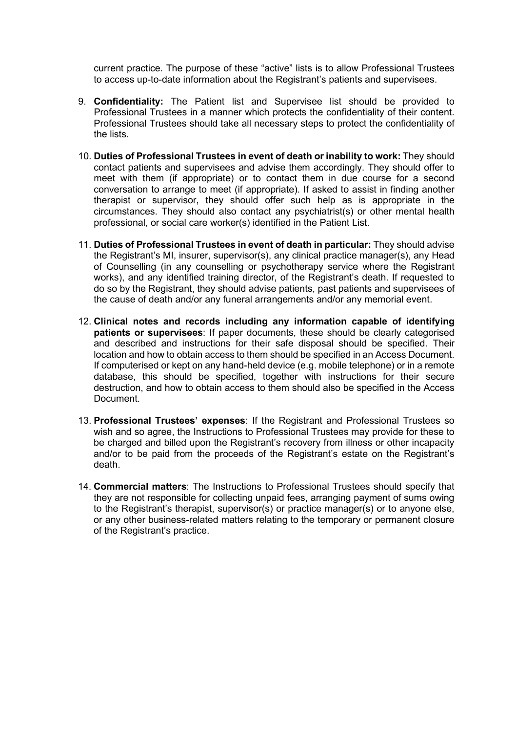current practice. The purpose of these “active” lists is to allow Professional Trustees to access up-to-date information about the Registrant’s patients and supervisees.

9. **Confidentiality:** The Patient list and Supervisee list should be provided to Professional Trustees in a manner which protects the confidentiality of their content. Professional Trustees should take all necessary steps to protect the confidentiality of the lists.

10. **Duties of Professional Trustees in event of death or inability to work:** They should contact patients and supervisees and advise them accordingly. They should offer to meet with them (if appropriate) or to contact them in due course for a second conversation to arrange to meet (if appropriate). If asked to assist in finding another therapist or supervisor, they should offer such help as is appropriate in the circumstances. They should also contact any psychiatrist(s) or other mental health professional, or social care worker(s) identified in the Patient List.

11. **Duties of Professional Trustees in event of death in particular:** They should advise the Registrant’s MI, insurer, supervisor(s), any clinical practice manager(s), any Head of Counselling (in any counselling or psychotherapy service where the Registrant works), and any identified training director, of the Registrant’s death. If requested to do so by the Registrant, they should advise patients, past patients and supervisees of the cause of death and/or any funeral arrangements and/or any memorial event.

12. **Clinical notes and records including any information capable of identifying patients or supervisees**: If paper documents, these should be clearly categorised and described and instructions for their safe disposal should be specified. Their location and how to obtain access to them should be specified in an Access Document. If computerised or kept on any hand-held device (e.g. mobile telephone) or in a remote database, this should be specified, together with instructions for their secure destruction, and how to obtain access to them should also be specified in the Access Document.

13. **Professional Trustees’ expenses**: If the Registrant and Professional Trustees so wish and so agree, the Instructions to Professional Trustees may provide for these to be charged and billed upon the Registrant’s recovery from illness or other incapacity and/or to be paid from the proceeds of the Registrant’s estate on the Registrant’s death.

14. **Commercial matters**: The Instructions to Professional Trustees should specify that they are not responsible for collecting unpaid fees, arranging payment of sums owing to the Registrant’s therapist, supervisor(s) or practice manager(s) or to anyone else, or any other business-related matters relating to the temporary or permanent closure of the Registrant’s practice.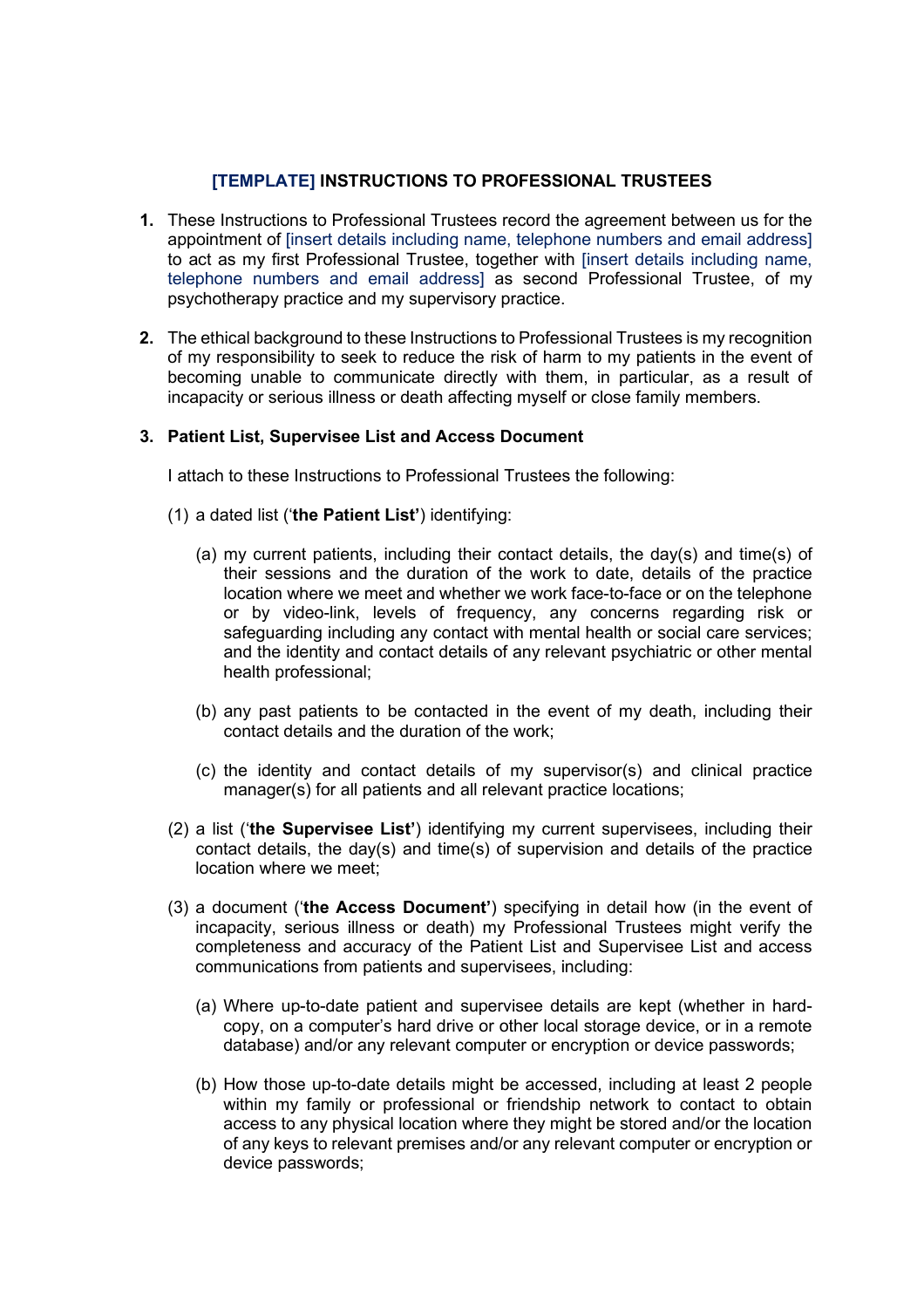## **[TEMPLATE]** INSTRUCTIONS TO PROFESSIONAL TRUSTEES

**1.** These Instructions to Professional Trustees record the agreement between us for the appointment of [insert details including name, telephone numbers and email address] to act as my first Professional Trustee, together with [insert details including name, telephone numbers and email address] as second Professional Trustee, of my psychotherapy practice and my supervisory practice.

**2.** The ethical background to these Instructions to Professional Trustees is my recognition of my responsibility to seek to reduce the risk of harm to my patients in the event of becoming unable to communicate directly with them, in particular, as a result of incapacity or serious illness or death affecting myself or close family members.

**3. Patient List, Supervisee List and Access Document**

I attach to these Instructions to Professional Trustees the following:

(1) a dated list ('**the Patient List'**) identifying:

(a) my current patients, including their contact details, the day(s) and time(s) of their sessions and the duration of the work to date, details of the practice location where we meet and whether we work face-to-face or on the telephone or by video-link, levels of frequency, any concerns regarding risk or safeguarding including any contact with mental health or social care services; and the identity and contact details of any relevant psychiatric or other mental health professional;

(b) any past patients to be contacted in the event of my death, including their contact details and the duration of the work;

(c) the identity and contact details of my supervisor(s) and clinical practice manager(s) for all patients and all relevant practice locations;

(2) a list ('**the Supervisee List'**) identifying my current supervisees, including their contact details, the day(s) and time(s) of supervision and details of the practice location where we meet;

(3) a document ('**the Access Document'**) specifying in detail how (in the event of incapacity, serious illness or death) my Professional Trustees might verify the completeness and accuracy of the Patient List and Supervisee List and access communications from patients and supervisees, including:

(a) Where up-to-date patient and supervisee details are kept (whether in hard-copy, on a computer's hard drive or other local storage device, or in a remote database) and/or any relevant computer or encryption or device passwords;

(b) How those up-to-date details might be accessed, including at least 2 people within my family or professional or friendship network to contact to obtain access to any physical location where they might be stored and/or the location of any keys to relevant premises and/or any relevant computer or encryption or device passwords;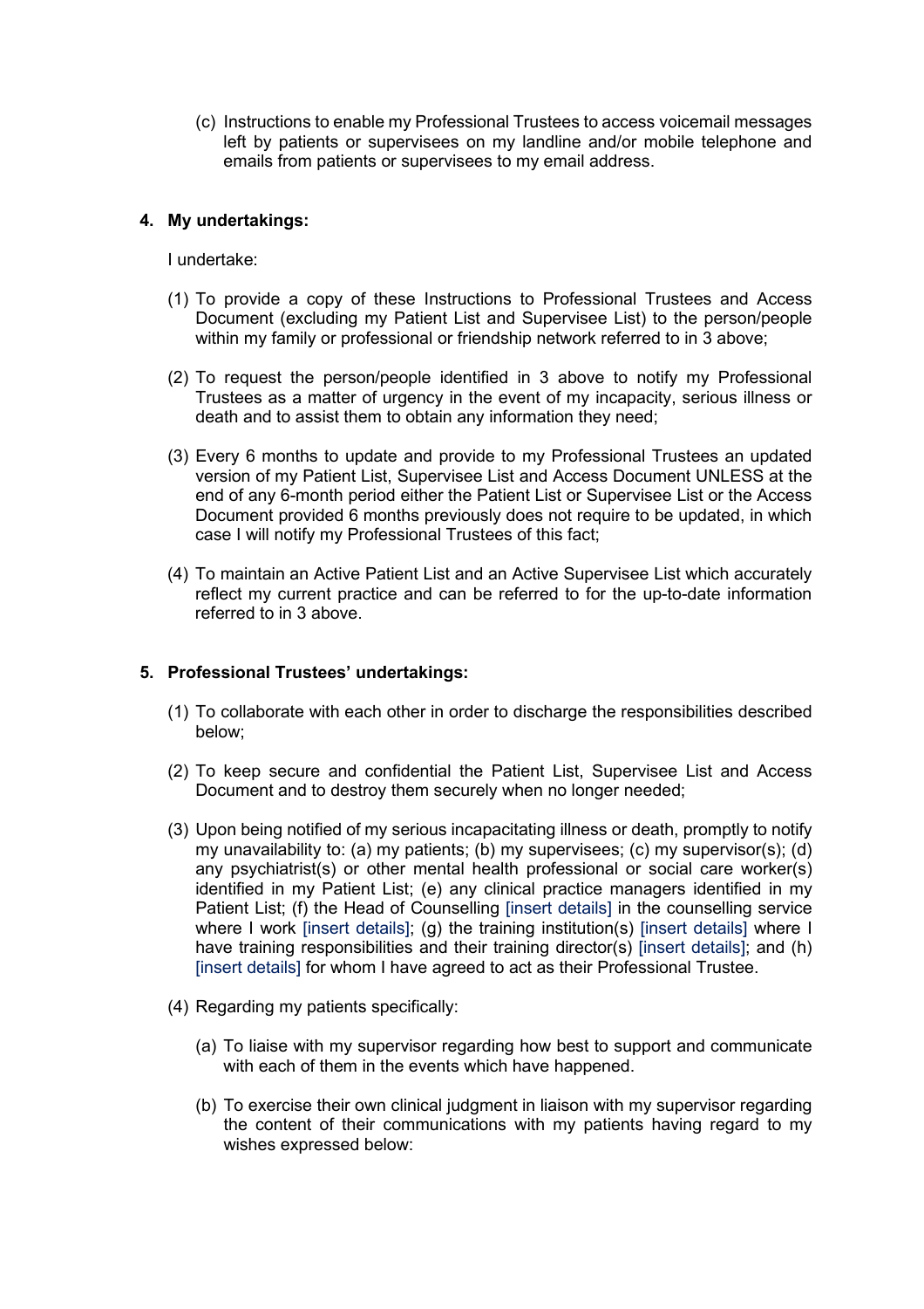(c) Instructions to enable my Professional Trustees to access voicemail messages left by patients or supervisees on my landline and/or mobile telephone and emails from patients or supervisees to my email address.

**4. My undertakings:**

I undertake:

(1) To provide a copy of these Instructions to Professional Trustees and Access Document (excluding my Patient List and Supervisee List) to the person/people within my family or professional or friendship network referred to in 3 above;

(2) To request the person/people identified in 3 above to notify my Professional Trustees as a matter of urgency in the event of my incapacity, serious illness or death and to assist them to obtain any information they need;

(3) Every 6 months to update and provide to my Professional Trustees an updated version of my Patient List, Supervisee List and Access Document UNLESS at the end of any 6-month period either the Patient List or Supervisee List or the Access Document provided 6 months previously does not require to be updated, in which case I will notify my Professional Trustees of this fact;

(4) To maintain an Active Patient List and an Active Supervisee List which accurately reflect my current practice and can be referred to for the up-to-date information referred to in 3 above.

**5. Professional Trustees' undertakings:**

(1) To collaborate with each other in order to discharge the responsibilities described below;

(2) To keep secure and confidential the Patient List, Supervisee List and Access Document and to destroy them securely when no longer needed;

(3) Upon being notified of my serious incapacitating illness or death, promptly to notify my unavailability to: (a) my patients; (b) my supervisees; (c) my supervisor(s); (d) any psychiatrist(s) or other mental health professional or social care worker(s) identified in my Patient List; (e) any clinical practice managers identified in my Patient List; (f) the Head of Counselling [insert details] in the counselling service where I work [insert details]; (g) the training institution(s) [insert details] where I have training responsibilities and their training director(s) [insert details]; and (h) [insert details] for whom I have agreed to act as their Professional Trustee.

(4) Regarding my patients specifically:

(a) To liaise with my supervisor regarding how best to support and communicate with each of them in the events which have happened.

(b) To exercise their own clinical judgment in liaison with my supervisor regarding the content of their communications with my patients having regard to my wishes expressed below: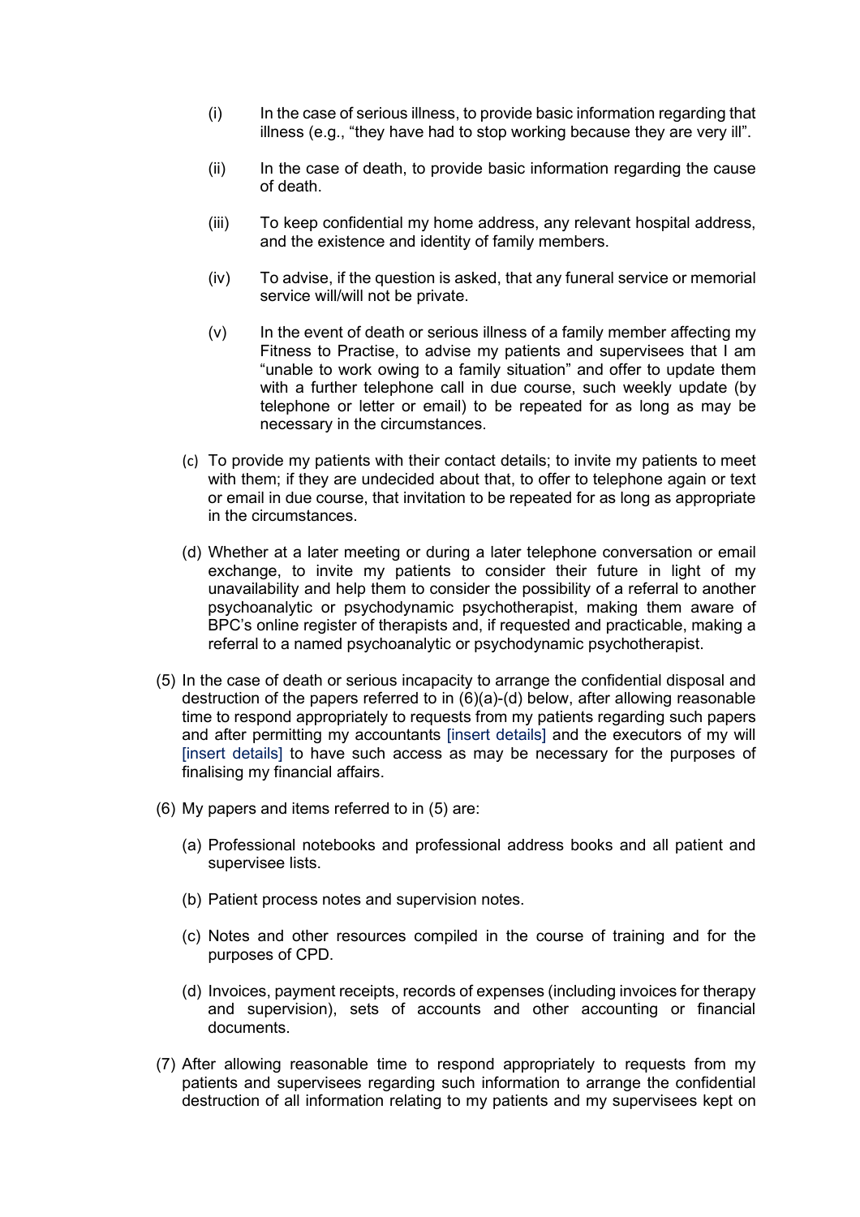(i) In the case of serious illness, to provide basic information regarding that illness (e.g., "they have had to stop working because they are very ill".

(ii) In the case of death, to provide basic information regarding the cause of death.

(iii) To keep confidential my home address, any relevant hospital address, and the existence and identity of family members.

(iv) To advise, if the question is asked, that any funeral service or memorial service will/will not be private.

(v) In the event of death or serious illness of a family member affecting my Fitness to Practise, to advise my patients and supervisees that I am "unable to work owing to a family situation" and offer to update them with a further telephone call in due course, such weekly update (by telephone or letter or email) to be repeated for as long as may be necessary in the circumstances.

(c) To provide my patients with their contact details; to invite my patients to meet with them; if they are undecided about that, to offer to telephone again or text or email in due course, that invitation to be repeated for as long as appropriate in the circumstances.

(d) Whether at a later meeting or during a later telephone conversation or email exchange, to invite my patients to consider their future in light of my unavailability and help them to consider the possibility of a referral to another psychoanalytic or psychodynamic psychotherapist, making them aware of BPC's online register of therapists and, if requested and practicable, making a referral to a named psychoanalytic or psychodynamic psychotherapist.

(5) In the case of death or serious incapacity to arrange the confidential disposal and destruction of the papers referred to in (6)(a)-(d) below, after allowing reasonable time to respond appropriately to requests from my patients regarding such papers and after permitting my accountants [insert details] and the executors of my will [insert details] to have such access as may be necessary for the purposes of finalising my financial affairs.

(6) My papers and items referred to in (5) are:

(a) Professional notebooks and professional address books and all patient and supervisee lists.

(b) Patient process notes and supervision notes.

(c) Notes and other resources compiled in the course of training and for the purposes of CPD.

(d) Invoices, payment receipts, records of expenses (including invoices for therapy and supervision), sets of accounts and other accounting or financial documents.

(7) After allowing reasonable time to respond appropriately to requests from my patients and supervisees regarding such information to arrange the confidential destruction of all information relating to my patients and my supervisees kept on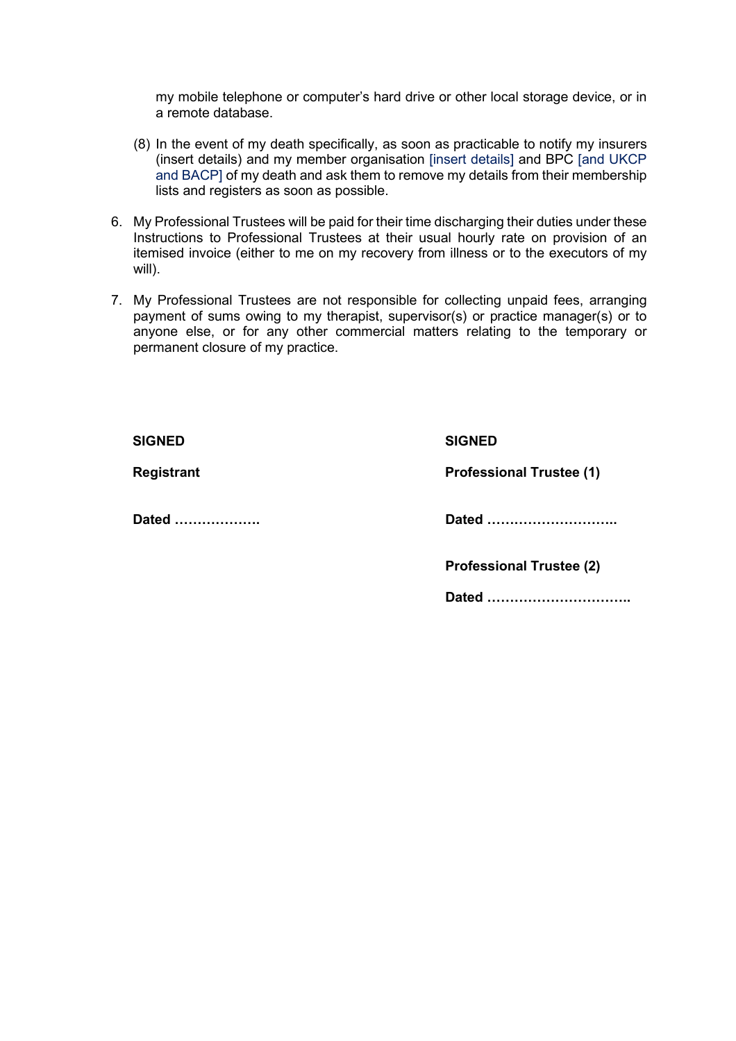my mobile telephone or computer's hard drive or other local storage device, or in a remote database.

(8) In the event of my death specifically, as soon as practicable to notify my insurers (insert details) and my member organisation [insert details] and BPC [and UKCP and BACP] of my death and ask them to remove my details from their membership lists and registers as soon as possible.

6. My Professional Trustees will be paid for their time discharging their duties under these Instructions to Professional Trustees at their usual hourly rate on provision of an itemised invoice (either to me on my recovery from illness or to the executors of my will).

7. My Professional Trustees are not responsible for collecting unpaid fees, arranging payment of sums owing to my therapist, supervisor(s) or practice manager(s) or to anyone else, or for any other commercial matters relating to the temporary or permanent closure of my practice.

**SIGNED**

**Registrant**

**Dated ……………….**

**SIGNED**

**Professional Trustee (1)**

**Dated ………………………..**

**Professional Trustee (2)**

**Dated …………………………..**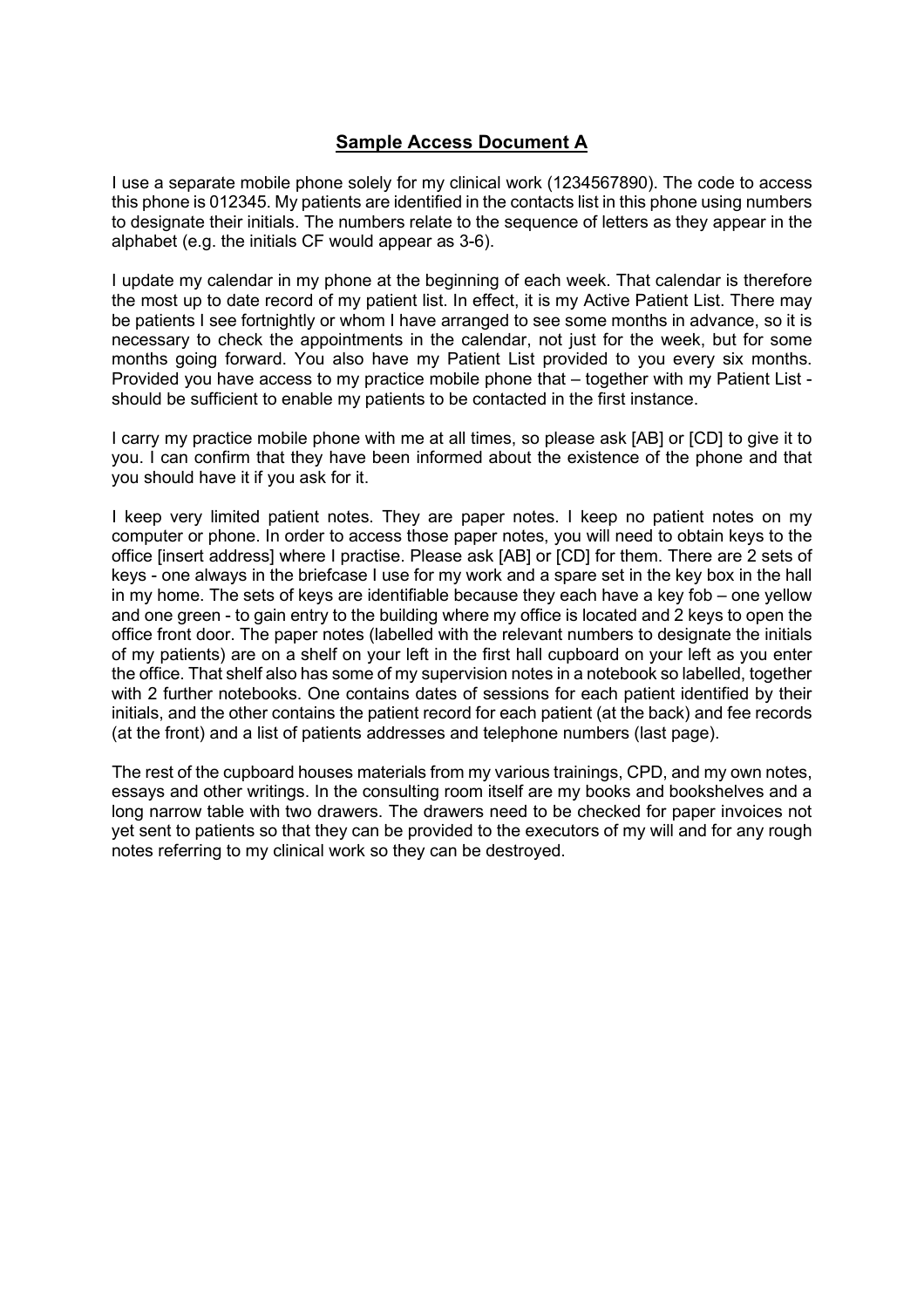## Sample Access Document A

I use a separate mobile phone solely for my clinical work (1234567890). The code to access this phone is 012345. My patients are identified in the contacts list in this phone using numbers to designate their initials. The numbers relate to the sequence of letters as they appear in the alphabet (e.g. the initials CF would appear as 3-6).

I update my calendar in my phone at the beginning of each week. That calendar is therefore the most up to date record of my patient list. In effect, it is my Active Patient List. There may be patients I see fortnightly or whom I have arranged to see some months in advance, so it is necessary to check the appointments in the calendar, not just for the week, but for some months going forward. You also have my Patient List provided to you every six months. Provided you have access to my practice mobile phone that – together with my Patient List - should be sufficient to enable my patients to be contacted in the first instance.

I carry my practice mobile phone with me at all times, so please ask [AB] or [CD] to give it to you. I can confirm that they have been informed about the existence of the phone and that you should have it if you ask for it.

I keep very limited patient notes. They are paper notes. I keep no patient notes on my computer or phone. In order to access those paper notes, you will need to obtain keys to the office [insert address] where I practise. Please ask [AB] or [CD] for them. There are 2 sets of keys - one always in the briefcase I use for my work and a spare set in the key box in the hall in my home. The sets of keys are identifiable because they each have a key fob – one yellow and one green - to gain entry to the building where my office is located and 2 keys to open the office front door. The paper notes (labelled with the relevant numbers to designate the initials of my patients) are on a shelf on your left in the first hall cupboard on your left as you enter the office. That shelf also has some of my supervision notes in a notebook so labelled, together with 2 further notebooks. One contains dates of sessions for each patient identified by their initials, and the other contains the patient record for each patient (at the back) and fee records (at the front) and a list of patients addresses and telephone numbers (last page).

The rest of the cupboard houses materials from my various trainings, CPD, and my own notes, essays and other writings. In the consulting room itself are my books and bookshelves and a long narrow table with two drawers. The drawers need to be checked for paper invoices not yet sent to patients so that they can be provided to the executors of my will and for any rough notes referring to my clinical work so they can be destroyed.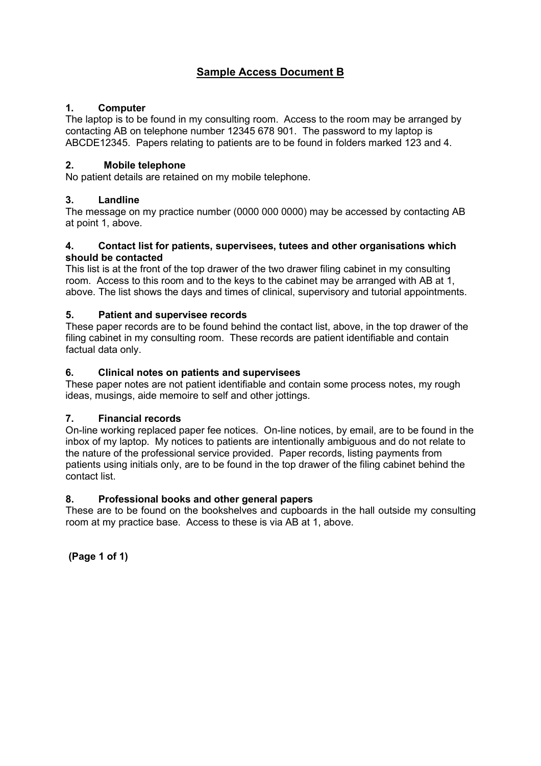# Sample Access Document B

### 1. Computer

The laptop is to be found in my consulting room. Access to the room may be arranged by contacting AB on telephone number 12345 678 901. The password to my laptop is ABCDE12345. Papers relating to patients are to be found in folders marked 123 and 4.

### 2. Mobile telephone

No patient details are retained on my mobile telephone.

### 3. Landline

The message on my practice number (0000 000 0000) may be accessed by contacting AB at point 1, above.

### 4. Contact list for patients, supervisees, tutees and other organisations which should be contacted

This list is at the front of the top drawer of the two drawer filing cabinet in my consulting room. Access to this room and to the keys to the cabinet may be arranged with AB at 1, above. The list shows the days and times of clinical, supervisory and tutorial appointments.

### 5. Patient and supervisee records

These paper records are to be found behind the contact list, above, in the top drawer of the filing cabinet in my consulting room. These records are patient identifiable and contain factual data only.

### 6. Clinical notes on patients and supervisees

These paper notes are not patient identifiable and contain some process notes, my rough ideas, musings, aide memoire to self and other jottings.

### 7. Financial records

On-line working replaced paper fee notices. On-line notices, by email, are to be found in the inbox of my laptop. My notices to patients are intentionally ambiguous and do not relate to the nature of the professional service provided. Paper records, listing payments from patients using initials only, are to be found in the top drawer of the filing cabinet behind the contact list.

### 8. Professional books and other general papers

These are to be found on the bookshelves and cupboards in the hall outside my consulting room at my practice base. Access to these is via AB at 1, above.

**(Page 1 of 1)**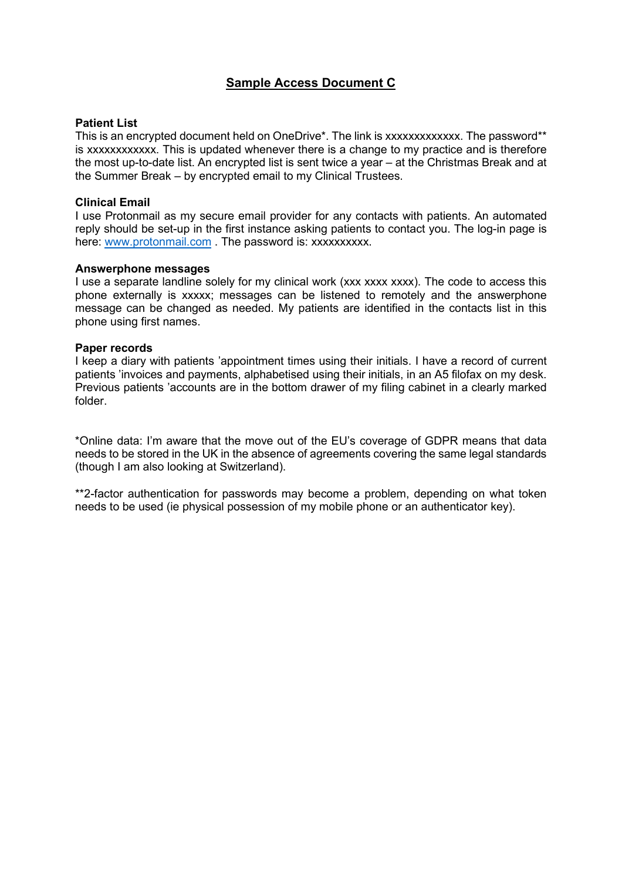# Sample Access Document C

**Patient List**

This is an encrypted document held on OneDrive*. The link is xxxxxxxxxxxxx. The password** is xxxxxxxxxxxx. This is updated whenever there is a change to my practice and is therefore the most up-to-date list. An encrypted list is sent twice a year – at the Christmas Break and at the Summer Break – by encrypted email to my Clinical Trustees.

**Clinical Email**

I use Protonmail as my secure email provider for any contacts with patients. An automated reply should be set-up in the first instance asking patients to contact you. The log-in page is here: [www.protonmail.com](www.protonmail.com) . The password is: xxxxxxxxxx.

**Answerphone messages**

I use a separate landline solely for my clinical work (xxx xxxx xxxx). The code to access this phone externally is xxxxx; messages can be listened to remotely and the answerphone message can be changed as needed. My patients are identified in the contacts list in this phone using first names.

**Paper records**

I keep a diary with patients 'appointment times using their initials. I have a record of current patients 'invoices and payments, alphabetised using their initials, in an A5 filofax on my desk. Previous patients 'accounts are in the bottom drawer of my filing cabinet in a clearly marked folder.

*Online data: I'm aware that the move out of the EU's coverage of GDPR means that data needs to be stored in the UK in the absence of agreements covering the same legal standards (though I am also looking at Switzerland).

**2-factor authentication for passwords may become a problem, depending on what token needs to be used (ie physical possession of my mobile phone or an authenticator key).